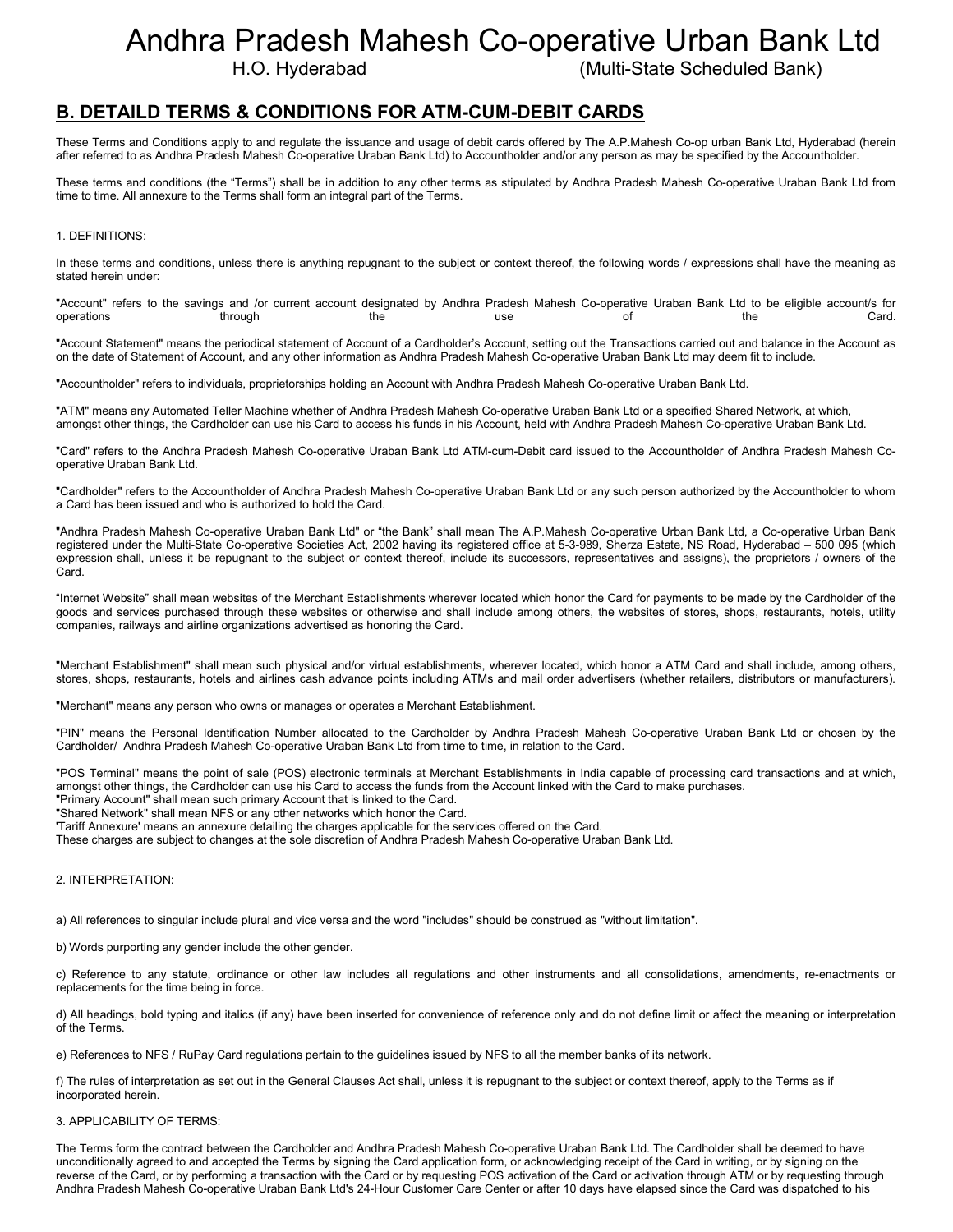# Andhra Pradesh Mahesh Co-operative Urban Bank Ltd

H.O. Hyderabad (Multi-State Scheduled Bank)

## B. DETAILD TERMS & CONDITIONS FOR ATM-CUM-DEBIT CARDS

These Terms and Conditions apply to and regulate the issuance and usage of debit cards offered by The A.P.Mahesh Co-op urban Bank Ltd, Hyderabad (herein after referred to as Andhra Pradesh Mahesh Co-operative Uraban Bank Ltd) to Accountholder and/or any person as may be specified by the Accountholder.

These terms and conditions (the "Terms") shall be in addition to any other terms as stipulated by Andhra Pradesh Mahesh Co-operative Uraban Bank Ltd from time to time. All annexure to the Terms shall form an integral part of the Terms.

1. DEFINITIONS:

In these terms and conditions, unless there is anything repugnant to the subject or context thereof, the following words / expressions shall have the meaning as stated herein under:

"Account" refers to the savings and /or current account designated by Andhra Pradesh Mahesh Co-operative Uraban Bank Ltd to be eligible account/s for operations through the use of the Card.

"Account Statement" means the periodical statement of Account of a Cardholder's Account, setting out the Transactions carried out and balance in the Account as on the date of Statement of Account, and any other information as Andhra Pradesh Mahesh Co-operative Uraban Bank Ltd may deem fit to include.

"Accountholder" refers to individuals, proprietorships holding an Account with Andhra Pradesh Mahesh Co-operative Uraban Bank Ltd.

"ATM" means any Automated Teller Machine whether of Andhra Pradesh Mahesh Co-operative Uraban Bank Ltd or a specified Shared Network, at which, amongst other things, the Cardholder can use his Card to access his funds in his Account, held with Andhra Pradesh Mahesh Co-operative Uraban Bank Ltd.

"Card" refers to the Andhra Pradesh Mahesh Co-operative Uraban Bank Ltd ATM-cum-Debit card issued to the Accountholder of Andhra Pradesh Mahesh Co-operative Uraban Bank Ltd.

"Cardholder" refers to the Accountholder of Andhra Pradesh Mahesh Co-operative Uraban Bank Ltd or any such person authorized by the Accountholder to whom a Card has been issued and who is authorized to hold the Card.

"Andhra Pradesh Mahesh Co-operative Uraban Bank Ltd" or "the Bank" shall mean The A.P.Mahesh Co-operative Urban Bank Ltd, a Co-operative Urban Bank registered under the Multi-State Co-operative Societies Act, 2002 having its registered office at 5-3-989, Sherza Estate, NS Road, Hyderabad – 500 095 (which expression shall, unless it be repugnant to the subject or context thereof, include its successors, representatives and assigns), the proprietors / owners of the Card.

"Internet Website" shall mean websites of the Merchant Establishments wherever located which honor the Card for payments to be made by the Cardholder of the goods and services purchased through these websites or otherwise and shall include among others, the websites of stores, shops, restaurants, hotels, utility companies, railways and airline organizations advertised as honoring the Card.

"Merchant Establishment" shall mean such physical and/or virtual establishments, wherever located, which honor a ATM Card and shall include, among others, stores, shops, restaurants, hotels and airlines cash advance points including ATMs and mail order advertisers (whether retailers, distributors or manufacturers).

"Merchant" means any person who owns or manages or operates a Merchant Establishment.

"PIN" means the Personal Identification Number allocated to the Cardholder by Andhra Pradesh Mahesh Co-operative Uraban Bank Ltd or chosen by the Cardholder/ Andhra Pradesh Mahesh Co-operative Uraban Bank Ltd from time to time, in relation to the Card.

"POS Terminal" means the point of sale (POS) electronic terminals at Merchant Establishments in India capable of processing card transactions and at which, amongst other things, the Cardholder can use his Card to access the funds from the Account linked with the Card to make purchases.
"Primary Account" shall mean such primary Account that is linked to the Card.
"Shared Network" shall mean NFS or any other networks which honor the Card.
'Tariff Annexure' means an annexure detailing the charges applicable for the services offered on the Card.
These charges are subject to changes at the sole discretion of Andhra Pradesh Mahesh Co-operative Uraban Bank Ltd.

2. INTERPRETATION:

a) All references to singular include plural and vice versa and the word "includes" should be construed as "without limitation".

b) Words purporting any gender include the other gender.

c) Reference to any statute, ordinance or other law includes all regulations and other instruments and all consolidations, amendments, re-enactments or replacements for the time being in force.

d) All headings, bold typing and italics (if any) have been inserted for convenience of reference only and do not define limit or affect the meaning or interpretation of the Terms.

e) References to NFS / RuPay Card regulations pertain to the guidelines issued by NFS to all the member banks of its network.

f) The rules of interpretation as set out in the General Clauses Act shall, unless it is repugnant to the subject or context thereof, apply to the Terms as if incorporated herein.

3. APPLICABILITY OF TERMS:

The Terms form the contract between the Cardholder and Andhra Pradesh Mahesh Co-operative Uraban Bank Ltd. The Cardholder shall be deemed to have unconditionally agreed to and accepted the Terms by signing the Card application form, or acknowledging receipt of the Card in writing, or by signing on the reverse of the Card, or by performing a transaction with the Card or by requesting POS activation of the Card or activation through ATM or by requesting through Andhra Pradesh Mahesh Co-operative Uraban Bank Ltd's 24-Hour Customer Care Center or after 10 days have elapsed since the Card was dispatched to his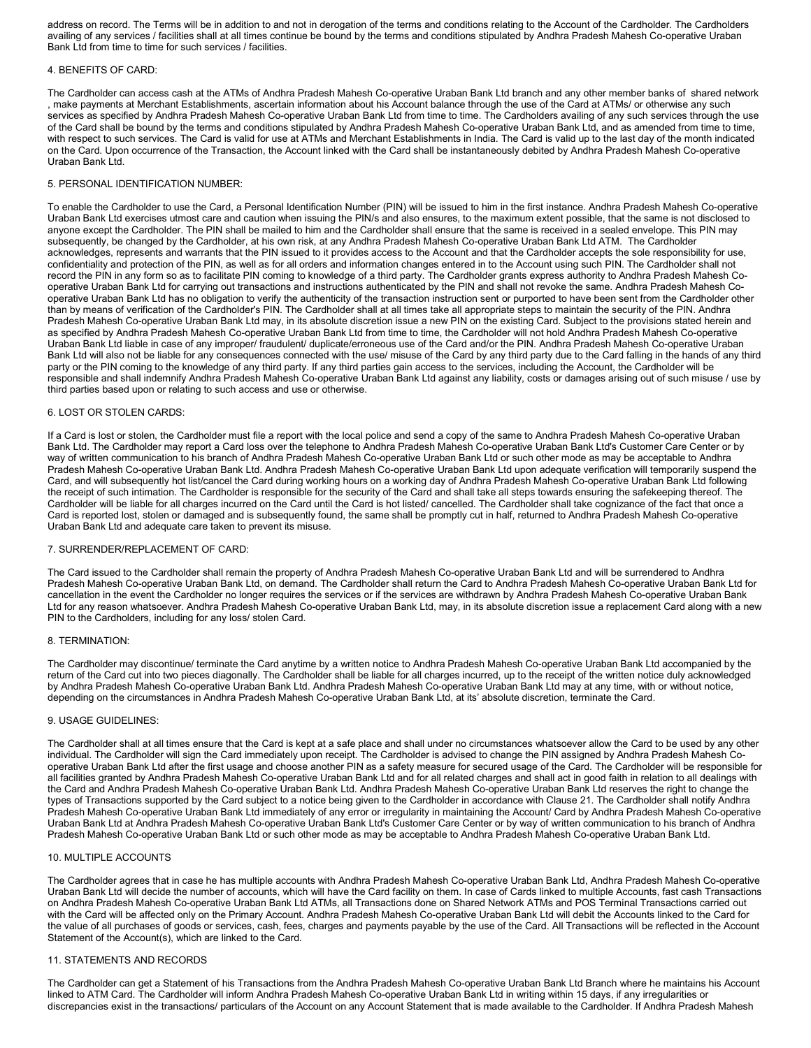address on record. The Terms will be in addition to and not in derogation of the terms and conditions relating to the Account of the Cardholder. The Cardholders availing of any services / facilities shall at all times continue be bound by the terms and conditions stipulated by Andhra Pradesh Mahesh Co-operative Uraban Bank Ltd from time to time for such services / facilities.

## 4. BENEFITS OF CARD:

The Cardholder can access cash at the ATMs of Andhra Pradesh Mahesh Co-operative Uraban Bank Ltd branch and any other member banks of shared network , make payments at Merchant Establishments, ascertain information about his Account balance through the use of the Card at ATMs/ or otherwise any such services as specified by Andhra Pradesh Mahesh Co-operative Uraban Bank Ltd from time to time. The Cardholders availing of any such services through the use of the Card shall be bound by the terms and conditions stipulated by Andhra Pradesh Mahesh Co-operative Uraban Bank Ltd, and as amended from time to time, with respect to such services. The Card is valid for use at ATMs and Merchant Establishments in India. The Card is valid up to the last day of the month indicated on the Card. Upon occurrence of the Transaction, the Account linked with the Card shall be instantaneously debited by Andhra Pradesh Mahesh Co-operative Uraban Bank Ltd.

## 5. PERSONAL IDENTIFICATION NUMBER:

To enable the Cardholder to use the Card, a Personal Identification Number (PIN) will be issued to him in the first instance. Andhra Pradesh Mahesh Co-operative Uraban Bank Ltd exercises utmost care and caution when issuing the PIN/s and also ensures, to the maximum extent possible, that the same is not disclosed to anyone except the Cardholder. The PIN shall be mailed to him and the Cardholder shall ensure that the same is received in a sealed envelope. This PIN may subsequently, be changed by the Cardholder, at his own risk, at any Andhra Pradesh Mahesh Co-operative Uraban Bank Ltd ATM. The Cardholder acknowledges, represents and warrants that the PIN issued to it provides access to the Account and that the Cardholder accepts the sole responsibility for use, confidentiality and protection of the PIN, as well as for all orders and information changes entered in to the Account using such PIN. The Cardholder shall not record the PIN in any form so as to facilitate PIN coming to knowledge of a third party. The Cardholder grants express authority to Andhra Pradesh Mahesh Co-operative Uraban Bank Ltd for carrying out transactions and instructions authenticated by the PIN and shall not revoke the same. Andhra Pradesh Mahesh Co-operative Uraban Bank Ltd has no obligation to verify the authenticity of the transaction instruction sent or purported to have been sent from the Cardholder other than by means of verification of the Cardholder's PIN. The Cardholder shall at all times take all appropriate steps to maintain the security of the PIN. Andhra Pradesh Mahesh Co-operative Uraban Bank Ltd may, in its absolute discretion issue a new PIN on the existing Card. Subject to the provisions stated herein and as specified by Andhra Pradesh Mahesh Co-operative Uraban Bank Ltd from time to time, the Cardholder will not hold Andhra Pradesh Mahesh Co-operative Uraban Bank Ltd liable in case of any improper/ fraudulent/ duplicate/erroneous use of the Card and/or the PIN. Andhra Pradesh Mahesh Co-operative Uraban Bank Ltd will also not be liable for any consequences connected with the use/ misuse of the Card by any third party due to the Card falling in the hands of any third party or the PIN coming to the knowledge of any third party. If any third parties gain access to the services, including the Account, the Cardholder will be responsible and shall indemnify Andhra Pradesh Mahesh Co-operative Uraban Bank Ltd against any liability, costs or damages arising out of such misuse / use by third parties based upon or relating to such access and use or otherwise.

## 6. LOST OR STOLEN CARDS:

If a Card is lost or stolen, the Cardholder must file a report with the local police and send a copy of the same to Andhra Pradesh Mahesh Co-operative Uraban Bank Ltd. The Cardholder may report a Card loss over the telephone to Andhra Pradesh Mahesh Co-operative Uraban Bank Ltd's Customer Care Center or by way of written communication to his branch of Andhra Pradesh Mahesh Co-operative Uraban Bank Ltd or such other mode as may be acceptable to Andhra Pradesh Mahesh Co-operative Uraban Bank Ltd. Andhra Pradesh Mahesh Co-operative Uraban Bank Ltd upon adequate verification will temporarily suspend the Card, and will subsequently hot list/cancel the Card during working hours on a working day of Andhra Pradesh Mahesh Co-operative Uraban Bank Ltd following the receipt of such intimation. The Cardholder is responsible for the security of the Card and shall take all steps towards ensuring the safekeeping thereof. The Cardholder will be liable for all charges incurred on the Card until the Card is hot listed/ cancelled. The Cardholder shall take cognizance of the fact that once a Card is reported lost, stolen or damaged and is subsequently found, the same shall be promptly cut in half, returned to Andhra Pradesh Mahesh Co-operative Uraban Bank Ltd and adequate care taken to prevent its misuse.

## 7. SURRENDER/REPLACEMENT OF CARD:

The Card issued to the Cardholder shall remain the property of Andhra Pradesh Mahesh Co-operative Uraban Bank Ltd and will be surrendered to Andhra Pradesh Mahesh Co-operative Uraban Bank Ltd, on demand. The Cardholder shall return the Card to Andhra Pradesh Mahesh Co-operative Uraban Bank Ltd for cancellation in the event the Cardholder no longer requires the services or if the services are withdrawn by Andhra Pradesh Mahesh Co-operative Uraban Bank Ltd for any reason whatsoever. Andhra Pradesh Mahesh Co-operative Uraban Bank Ltd, may, in its absolute discretion issue a replacement Card along with a new PIN to the Cardholders, including for any loss/ stolen Card.

## 8. TERMINATION:

The Cardholder may discontinue/ terminate the Card anytime by a written notice to Andhra Pradesh Mahesh Co-operative Uraban Bank Ltd accompanied by the return of the Card cut into two pieces diagonally. The Cardholder shall be liable for all charges incurred, up to the receipt of the written notice duly acknowledged by Andhra Pradesh Mahesh Co-operative Uraban Bank Ltd. Andhra Pradesh Mahesh Co-operative Uraban Bank Ltd may at any time, with or without notice, depending on the circumstances in Andhra Pradesh Mahesh Co-operative Uraban Bank Ltd, at its' absolute discretion, terminate the Card.

## 9. USAGE GUIDELINES:

The Cardholder shall at all times ensure that the Card is kept at a safe place and shall under no circumstances whatsoever allow the Card to be used by any other individual. The Cardholder will sign the Card immediately upon receipt. The Cardholder is advised to change the PIN assigned by Andhra Pradesh Mahesh Co-operative Uraban Bank Ltd after the first usage and choose another PIN as a safety measure for secured usage of the Card. The Cardholder will be responsible for all facilities granted by Andhra Pradesh Mahesh Co-operative Uraban Bank Ltd and for all related charges and shall act in good faith in relation to all dealings with the Card and Andhra Pradesh Mahesh Co-operative Uraban Bank Ltd. Andhra Pradesh Mahesh Co-operative Uraban Bank Ltd reserves the right to change the types of Transactions supported by the Card subject to a notice being given to the Cardholder in accordance with Clause 21. The Cardholder shall notify Andhra Pradesh Mahesh Co-operative Uraban Bank Ltd immediately of any error or irregularity in maintaining the Account/ Card by Andhra Pradesh Mahesh Co-operative Uraban Bank Ltd at Andhra Pradesh Mahesh Co-operative Uraban Bank Ltd's Customer Care Center or by way of written communication to his branch of Andhra Pradesh Mahesh Co-operative Uraban Bank Ltd or such other mode as may be acceptable to Andhra Pradesh Mahesh Co-operative Uraban Bank Ltd.

## 10. MULTIPLE ACCOUNTS

The Cardholder agrees that in case he has multiple accounts with Andhra Pradesh Mahesh Co-operative Uraban Bank Ltd, Andhra Pradesh Mahesh Co-operative Uraban Bank Ltd will decide the number of accounts, which will have the Card facility on them. In case of Cards linked to multiple Accounts, fast cash Transactions on Andhra Pradesh Mahesh Co-operative Uraban Bank Ltd ATMs, all Transactions done on Shared Network ATMs and POS Terminal Transactions carried out with the Card will be affected only on the Primary Account. Andhra Pradesh Mahesh Co-operative Uraban Bank Ltd will debit the Accounts linked to the Card for the value of all purchases of goods or services, cash, fees, charges and payments payable by the use of the Card. All Transactions will be reflected in the Account Statement of the Account(s), which are linked to the Card.

## 11. STATEMENTS AND RECORDS

The Cardholder can get a Statement of his Transactions from the Andhra Pradesh Mahesh Co-operative Uraban Bank Ltd Branch where he maintains his Account linked to ATM Card. The Cardholder will inform Andhra Pradesh Mahesh Co-operative Uraban Bank Ltd in writing within 15 days, if any irregularities or discrepancies exist in the transactions/ particulars of the Account on any Account Statement that is made available to the Cardholder. If Andhra Pradesh Mahesh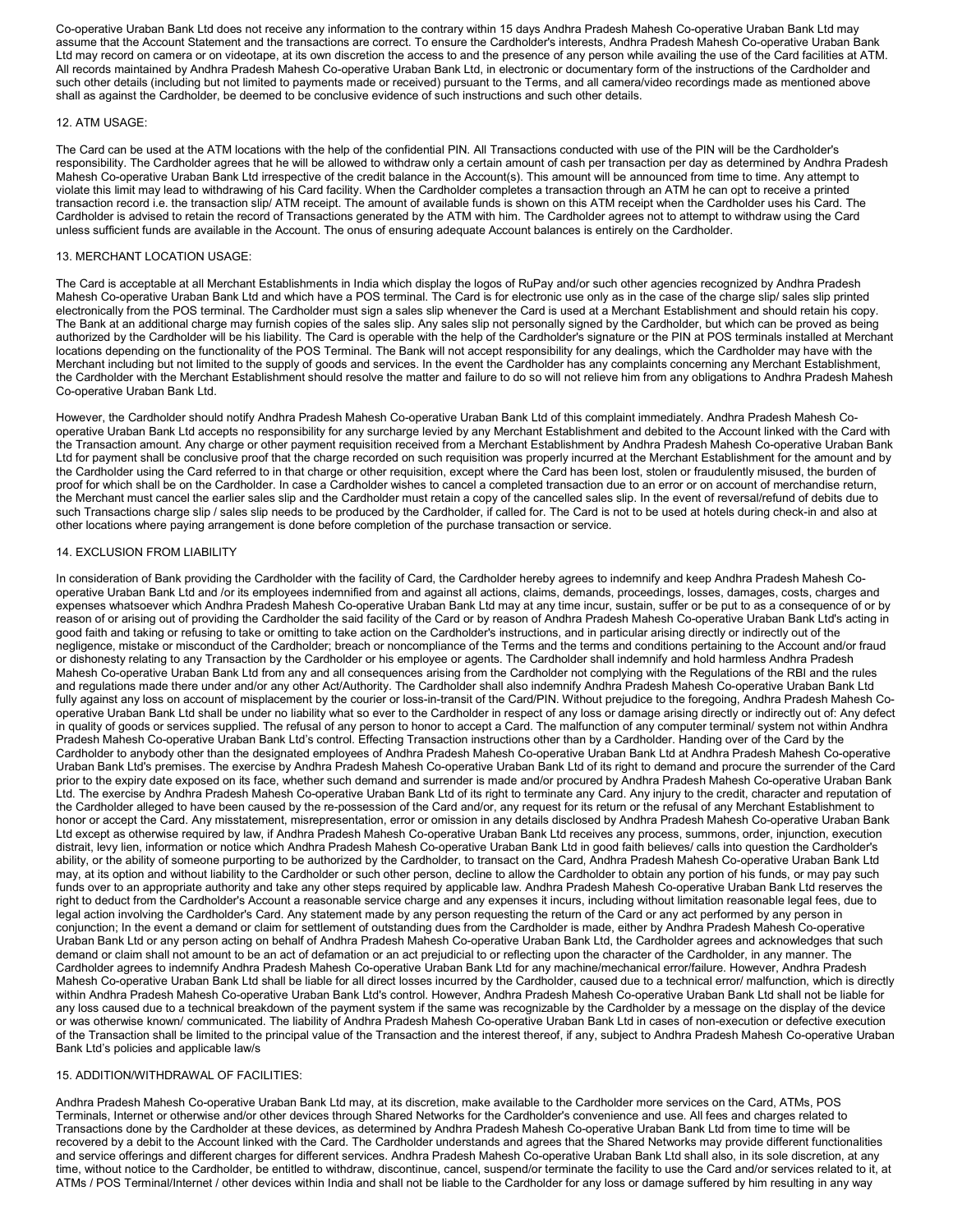Co-operative Uraban Bank Ltd does not receive any information to the contrary within 15 days Andhra Pradesh Mahesh Co-operative Uraban Bank Ltd may assume that the Account Statement and the transactions are correct. To ensure the Cardholder's interests, Andhra Pradesh Mahesh Co-operative Uraban Bank Ltd may record on camera or on videotape, at its own discretion the access to and the presence of any person while availing the use of the Card facilities at ATM. All records maintained by Andhra Pradesh Mahesh Co-operative Uraban Bank Ltd, in electronic or documentary form of the instructions of the Cardholder and such other details (including but not limited to payments made or received) pursuant to the Terms, and all camera/video recordings made as mentioned above shall as against the Cardholder, be deemed to be conclusive evidence of such instructions and such other details.

## 12. ATM USAGE:

The Card can be used at the ATM locations with the help of the confidential PIN. All Transactions conducted with use of the PIN will be the Cardholder's responsibility. The Cardholder agrees that he will be allowed to withdraw only a certain amount of cash per transaction per day as determined by Andhra Pradesh Mahesh Co-operative Uraban Bank Ltd irrespective of the credit balance in the Account(s). This amount will be announced from time to time. Any attempt to violate this limit may lead to withdrawing of his Card facility. When the Cardholder completes a transaction through an ATM he can opt to receive a printed transaction record i.e. the transaction slip/ ATM receipt. The amount of available funds is shown on this ATM receipt when the Cardholder uses his Card. The Cardholder is advised to retain the record of Transactions generated by the ATM with him. The Cardholder agrees not to attempt to withdraw using the Card unless sufficient funds are available in the Account. The onus of ensuring adequate Account balances is entirely on the Cardholder.

## 13. MERCHANT LOCATION USAGE:

The Card is acceptable at all Merchant Establishments in India which display the logos of RuPay and/or such other agencies recognized by Andhra Pradesh Mahesh Co-operative Uraban Bank Ltd and which have a POS terminal. The Card is for electronic use only as in the case of the charge slip/ sales slip printed electronically from the POS terminal. The Cardholder must sign a sales slip whenever the Card is used at a Merchant Establishment and should retain his copy. The Bank at an additional charge may furnish copies of the sales slip. Any sales slip not personally signed by the Cardholder, but which can be proved as being authorized by the Cardholder will be his liability. The Card is operable with the help of the Cardholder's signature or the PIN at POS terminals installed at Merchant locations depending on the functionality of the POS Terminal. The Bank will not accept responsibility for any dealings, which the Cardholder may have with the Merchant including but not limited to the supply of goods and services. In the event the Cardholder has any complaints concerning any Merchant Establishment, the Cardholder with the Merchant Establishment should resolve the matter and failure to do so will not relieve him from any obligations to Andhra Pradesh Mahesh Co-operative Uraban Bank Ltd.

However, the Cardholder should notify Andhra Pradesh Mahesh Co-operative Uraban Bank Ltd of this complaint immediately. Andhra Pradesh Mahesh Co-operative Uraban Bank Ltd accepts no responsibility for any surcharge levied by any Merchant Establishment and debited to the Account linked with the Card with the Transaction amount. Any charge or other payment requisition received from a Merchant Establishment by Andhra Pradesh Mahesh Co-operative Uraban Bank Ltd for payment shall be conclusive proof that the charge recorded on such requisition was properly incurred at the Merchant Establishment for the amount and by the Cardholder using the Card referred to in that charge or other requisition, except where the Card has been lost, stolen or fraudulently misused, the burden of proof for which shall be on the Cardholder. In case a Cardholder wishes to cancel a completed transaction due to an error or on account of merchandise return, the Merchant must cancel the earlier sales slip and the Cardholder must retain a copy of the cancelled sales slip. In the event of reversal/refund of debits due to such Transactions charge slip / sales slip needs to be produced by the Cardholder, if called for. The Card is not to be used at hotels during check-in and also at other locations where paying arrangement is done before completion of the purchase transaction or service.

## 14. EXCLUSION FROM LIABILITY

In consideration of Bank providing the Cardholder with the facility of Card, the Cardholder hereby agrees to indemnify and keep Andhra Pradesh Mahesh Co-operative Uraban Bank Ltd and /or its employees indemnified from and against all actions, claims, demands, proceedings, losses, damages, costs, charges and expenses whatsoever which Andhra Pradesh Mahesh Co-operative Uraban Bank Ltd may at any time incur, sustain, suffer or be put to as a consequence of or by reason of or arising out of providing the Cardholder the said facility of the Card or by reason of Andhra Pradesh Mahesh Co-operative Uraban Bank Ltd's acting in good faith and taking or refusing to take or omitting to take action on the Cardholder's instructions, and in particular arising directly or indirectly out of the negligence, mistake or misconduct of the Cardholder; breach or noncompliance of the Terms and the terms and conditions pertaining to the Account and/or fraud or dishonesty relating to any Transaction by the Cardholder or his employee or agents. The Cardholder shall indemnify and hold harmless Andhra Pradesh Mahesh Co-operative Uraban Bank Ltd from any and all consequences arising from the Cardholder not complying with the Regulations of the RBI and the rules and regulations made there under and/or any other Act/Authority. The Cardholder shall also indemnify Andhra Pradesh Mahesh Co-operative Uraban Bank Ltd fully against any loss on account of misplacement by the courier or loss-in-transit of the Card/PIN. Without prejudice to the foregoing, Andhra Pradesh Mahesh Co-operative Uraban Bank Ltd shall be under no liability what so ever to the Cardholder in respect of any loss or damage arising directly or indirectly out of: Any defect in quality of goods or services supplied. The refusal of any person to honor to accept a Card. The malfunction of any computer terminal/ system not within Andhra Pradesh Mahesh Co-operative Uraban Bank Ltd's control. Effecting Transaction instructions other than by a Cardholder. Handing over of the Card by the Cardholder to anybody other than the designated employees of Andhra Pradesh Mahesh Co-operative Uraban Bank Ltd at Andhra Pradesh Mahesh Co-operative Uraban Bank Ltd's premises. The exercise by Andhra Pradesh Mahesh Co-operative Uraban Bank Ltd of its right to demand and procure the surrender of the Card prior to the expiry date exposed on its face, whether such demand and surrender is made and/or procured by Andhra Pradesh Mahesh Co-operative Uraban Bank Ltd. The exercise by Andhra Pradesh Mahesh Co-operative Uraban Bank Ltd of its right to terminate any Card. Any injury to the credit, character and reputation of the Cardholder alleged to have been caused by the re-possession of the Card and/or, any request for its return or the refusal of any Merchant Establishment to honor or accept the Card. Any misstatement, misrepresentation, error or omission in any details disclosed by Andhra Pradesh Mahesh Co-operative Uraban Bank Ltd except as otherwise required by law, if Andhra Pradesh Mahesh Co-operative Uraban Bank Ltd receives any process, summons, order, injunction, execution distrait, levy lien, information or notice which Andhra Pradesh Mahesh Co-operative Uraban Bank Ltd in good faith believes/ calls into question the Cardholder's ability, or the ability of someone purporting to be authorized by the Cardholder, to transact on the Card, Andhra Pradesh Mahesh Co-operative Uraban Bank Ltd may, at its option and without liability to the Cardholder or such other person, decline to allow the Cardholder to obtain any portion of his funds, or may pay such funds over to an appropriate authority and take any other steps required by applicable law. Andhra Pradesh Mahesh Co-operative Uraban Bank Ltd reserves the right to deduct from the Cardholder's Account a reasonable service charge and any expenses it incurs, including without limitation reasonable legal fees, due to legal action involving the Cardholder's Card. Any statement made by any person requesting the return of the Card or any act performed by any person in conjunction; In the event a demand or claim for settlement of outstanding dues from the Cardholder is made, either by Andhra Pradesh Mahesh Co-operative Uraban Bank Ltd or any person acting on behalf of Andhra Pradesh Mahesh Co-operative Uraban Bank Ltd, the Cardholder agrees and acknowledges that such demand or claim shall not amount to be an act of defamation or an act prejudicial to or reflecting upon the character of the Cardholder, in any manner. The Cardholder agrees to indemnify Andhra Pradesh Mahesh Co-operative Uraban Bank Ltd for any machine/mechanical error/failure. However, Andhra Pradesh Mahesh Co-operative Uraban Bank Ltd shall be liable for all direct losses incurred by the Cardholder, caused due to a technical error/ malfunction, which is directly within Andhra Pradesh Mahesh Co-operative Uraban Bank Ltd's control. However, Andhra Pradesh Mahesh Co-operative Uraban Bank Ltd shall not be liable for any loss caused due to a technical breakdown of the payment system if the same was recognizable by the Cardholder by a message on the display of the device or was otherwise known/ communicated. The liability of Andhra Pradesh Mahesh Co-operative Uraban Bank Ltd in cases of non-execution or defective execution of the Transaction shall be limited to the principal value of the Transaction and the interest thereof, if any, subject to Andhra Pradesh Mahesh Co-operative Uraban Bank Ltd's policies and applicable law/s

## 15. ADDITION/WITHDRAWAL OF FACILITIES:

Andhra Pradesh Mahesh Co-operative Uraban Bank Ltd may, at its discretion, make available to the Cardholder more services on the Card, ATMs, POS Terminals, Internet or otherwise and/or other devices through Shared Networks for the Cardholder's convenience and use. All fees and charges related to Transactions done by the Cardholder at these devices, as determined by Andhra Pradesh Mahesh Co-operative Uraban Bank Ltd from time to time will be recovered by a debit to the Account linked with the Card. The Cardholder understands and agrees that the Shared Networks may provide different functionalities and service offerings and different charges for different services. Andhra Pradesh Mahesh Co-operative Uraban Bank Ltd shall also, in its sole discretion, at any time, without notice to the Cardholder, be entitled to withdraw, discontinue, cancel, suspend/or terminate the facility to use the Card and/or services related to it, at ATMs / POS Terminal/Internet / other devices within India and shall not be liable to the Cardholder for any loss or damage suffered by him resulting in any way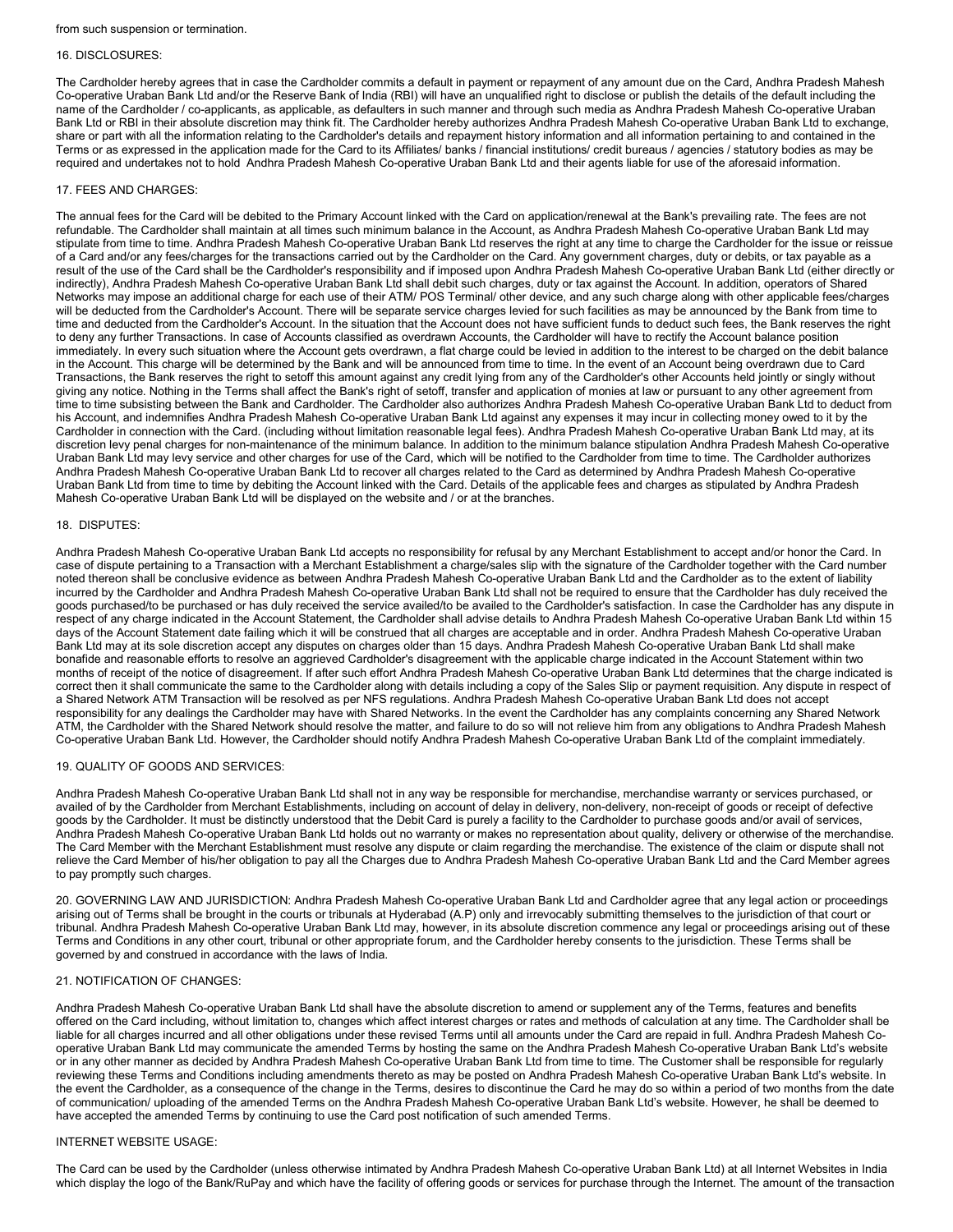from such suspension or termination.

## 16. DISCLOSURES:

The Cardholder hereby agrees that in case the Cardholder commits a default in payment or repayment of any amount due on the Card, Andhra Pradesh Mahesh Co-operative Uraban Bank Ltd and/or the Reserve Bank of India (RBI) will have an unqualified right to disclose or publish the details of the default including the name of the Cardholder / co-applicants, as applicable, as defaulters in such manner and through such media as Andhra Pradesh Mahesh Co-operative Uraban Bank Ltd or RBI in their absolute discretion may think fit. The Cardholder hereby authorizes Andhra Pradesh Mahesh Co-operative Uraban Bank Ltd to exchange, share or part with all the information relating to the Cardholder's details and repayment history information and all information pertaining to and contained in the Terms or as expressed in the application made for the Card to its Affiliates/ banks / financial institutions/ credit bureaus / agencies / statutory bodies as may be required and undertakes not to hold Andhra Pradesh Mahesh Co-operative Uraban Bank Ltd and their agents liable for use of the aforesaid information.

## 17. FEES AND CHARGES:

The annual fees for the Card will be debited to the Primary Account linked with the Card on application/renewal at the Bank's prevailing rate. The fees are not refundable. The Cardholder shall maintain at all times such minimum balance in the Account, as Andhra Pradesh Mahesh Co-operative Uraban Bank Ltd may stipulate from time to time. Andhra Pradesh Mahesh Co-operative Uraban Bank Ltd reserves the right at any time to charge the Cardholder for the issue or reissue of a Card and/or any fees/charges for the transactions carried out by the Cardholder on the Card. Any government charges, duty or debits, or tax payable as a result of the use of the Card shall be the Cardholder's responsibility and if imposed upon Andhra Pradesh Mahesh Co-operative Uraban Bank Ltd (either directly or indirectly), Andhra Pradesh Mahesh Co-operative Uraban Bank Ltd shall debit such charges, duty or tax against the Account. In addition, operators of Shared Networks may impose an additional charge for each use of their ATM/ POS Terminal/ other device, and any such charge along with other applicable fees/charges will be deducted from the Cardholder's Account. There will be separate service charges levied for such facilities as may be announced by the Bank from time to time and deducted from the Cardholder's Account. In the situation that the Account does not have sufficient funds to deduct such fees, the Bank reserves the right to deny any further Transactions. In case of Accounts classified as overdrawn Accounts, the Cardholder will have to rectify the Account balance position immediately. In every such situation where the Account gets overdrawn, a flat charge could be levied in addition to the interest to be charged on the debit balance in the Account. This charge will be determined by the Bank and will be announced from time to time. In the event of an Account being overdrawn due to Card Transactions, the Bank reserves the right to setoff this amount against any credit lying from any of the Cardholder's other Accounts held jointly or singly without giving any notice. Nothing in the Terms shall affect the Bank's right of setoff, transfer and application of monies at law or pursuant to any other agreement from time to time subsisting between the Bank and Cardholder. The Cardholder also authorizes Andhra Pradesh Mahesh Co-operative Uraban Bank Ltd to deduct from his Account, and indemnifies Andhra Pradesh Mahesh Co-operative Uraban Bank Ltd against any expenses it may incur in collecting money owed to it by the Cardholder in connection with the Card. (including without limitation reasonable legal fees). Andhra Pradesh Mahesh Co-operative Uraban Bank Ltd may, at its discretion levy penal charges for non-maintenance of the minimum balance. In addition to the minimum balance stipulation Andhra Pradesh Mahesh Co-operative Uraban Bank Ltd may levy service and other charges for use of the Card, which will be notified to the Cardholder from time to time. The Cardholder authorizes Andhra Pradesh Mahesh Co-operative Uraban Bank Ltd to recover all charges related to the Card as determined by Andhra Pradesh Mahesh Co-operative Uraban Bank Ltd from time to time by debiting the Account linked with the Card. Details of the applicable fees and charges as stipulated by Andhra Pradesh Mahesh Co-operative Uraban Bank Ltd will be displayed on the website and / or at the branches.

## 18. DISPUTES:

Andhra Pradesh Mahesh Co-operative Uraban Bank Ltd accepts no responsibility for refusal by any Merchant Establishment to accept and/or honor the Card. In case of dispute pertaining to a Transaction with a Merchant Establishment a charge/sales slip with the signature of the Cardholder together with the Card number noted thereon shall be conclusive evidence as between Andhra Pradesh Mahesh Co-operative Uraban Bank Ltd and the Cardholder as to the extent of liability incurred by the Cardholder and Andhra Pradesh Mahesh Co-operative Uraban Bank Ltd shall not be required to ensure that the Cardholder has duly received the goods purchased/to be purchased or has duly received the service availed/to be availed to the Cardholder's satisfaction. In case the Cardholder has any dispute in respect of any charge indicated in the Account Statement, the Cardholder shall advise details to Andhra Pradesh Mahesh Co-operative Uraban Bank Ltd within 15 days of the Account Statement date failing which it will be construed that all charges are acceptable and in order. Andhra Pradesh Mahesh Co-operative Uraban Bank Ltd may at its sole discretion accept any disputes on charges older than 15 days. Andhra Pradesh Mahesh Co-operative Uraban Bank Ltd shall make bonafide and reasonable efforts to resolve an aggrieved Cardholder's disagreement with the applicable charge indicated in the Account Statement within two months of receipt of the notice of disagreement. If after such effort Andhra Pradesh Mahesh Co-operative Uraban Bank Ltd determines that the charge indicated is correct then it shall communicate the same to the Cardholder along with details including a copy of the Sales Slip or payment requisition. Any dispute in respect of a Shared Network ATM Transaction will be resolved as per NFS regulations. Andhra Pradesh Mahesh Co-operative Uraban Bank Ltd does not accept responsibility for any dealings the Cardholder may have with Shared Networks. In the event the Cardholder has any complaints concerning any Shared Network ATM, the Cardholder with the Shared Network should resolve the matter, and failure to do so will not relieve him from any obligations to Andhra Pradesh Mahesh Co-operative Uraban Bank Ltd. However, the Cardholder should notify Andhra Pradesh Mahesh Co-operative Uraban Bank Ltd of the complaint immediately.

## 19. QUALITY OF GOODS AND SERVICES:

Andhra Pradesh Mahesh Co-operative Uraban Bank Ltd shall not in any way be responsible for merchandise, merchandise warranty or services purchased, or availed of by the Cardholder from Merchant Establishments, including on account of delay in delivery, non-delivery, non-receipt of goods or receipt of defective goods by the Cardholder. It must be distinctly understood that the Debit Card is purely a facility to the Cardholder to purchase goods and/or avail of services, Andhra Pradesh Mahesh Co-operative Uraban Bank Ltd holds out no warranty or makes no representation about quality, delivery or otherwise of the merchandise. The Card Member with the Merchant Establishment must resolve any dispute or claim regarding the merchandise. The existence of the claim or dispute shall not relieve the Card Member of his/her obligation to pay all the Charges due to Andhra Pradesh Mahesh Co-operative Uraban Bank Ltd and the Card Member agrees to pay promptly such charges.

## 20. GOVERNING LAW AND JURISDICTION:

Andhra Pradesh Mahesh Co-operative Uraban Bank Ltd and Cardholder agree that any legal action or proceedings arising out of Terms shall be brought in the courts or tribunals at Hyderabad (A.P) only and irrevocably submitting themselves to the jurisdiction of that court or tribunal. Andhra Pradesh Mahesh Co-operative Uraban Bank Ltd may, however, in its absolute discretion commence any legal or proceedings arising out of these Terms and Conditions in any other court, tribunal or other appropriate forum, and the Cardholder hereby consents to the jurisdiction. These Terms shall be governed by and construed in accordance with the laws of India.

## 21. NOTIFICATION OF CHANGES:

Andhra Pradesh Mahesh Co-operative Uraban Bank Ltd shall have the absolute discretion to amend or supplement any of the Terms, features and benefits offered on the Card including, without limitation to, changes which affect interest charges or rates and methods of calculation at any time. The Cardholder shall be liable for all charges incurred and all other obligations under these revised Terms until all amounts under the Card are repaid in full. Andhra Pradesh Mahesh Co-operative Uraban Bank Ltd may communicate the amended Terms by hosting the same on the Andhra Pradesh Mahesh Co-operative Uraban Bank Ltd's website or in any other manner as decided by Andhra Pradesh Mahesh Co-operative Uraban Bank Ltd from time to time. The Customer shall be responsible for regularly reviewing these Terms and Conditions including amendments thereto as may be posted on Andhra Pradesh Mahesh Co-operative Uraban Bank Ltd's website. In the event the Cardholder, as a consequence of the change in the Terms, desires to discontinue the Card he may do so within a period of two months from the date of communication/ uploading of the amended Terms on the Andhra Pradesh Mahesh Co-operative Uraban Bank Ltd's website. However, he shall be deemed to have accepted the amended Terms by continuing to use the Card post notification of such amended Terms.

## INTERNET WEBSITE USAGE:

The Card can be used by the Cardholder (unless otherwise intimated by Andhra Pradesh Mahesh Co-operative Uraban Bank Ltd) at all Internet Websites in India which display the logo of the Bank/RuPay and which have the facility of offering goods or services for purchase through the Internet. The amount of the transaction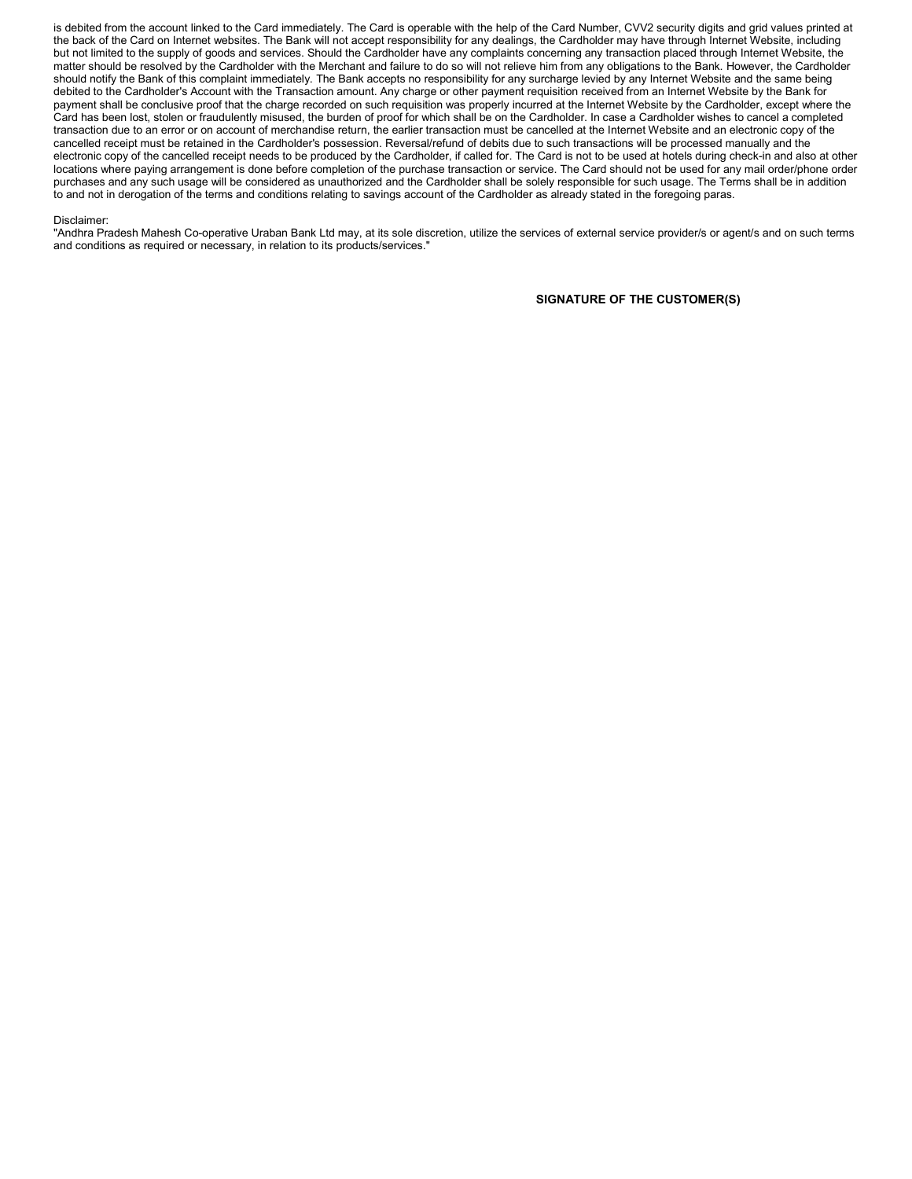is debited from the account linked to the Card immediately. The Card is operable with the help of the Card Number, CVV2 security digits and grid values printed at the back of the Card on Internet websites. The Bank will not accept responsibility for any dealings, the Cardholder may have through Internet Website, including but not limited to the supply of goods and services. Should the Cardholder have any complaints concerning any transaction placed through Internet Website, the matter should be resolved by the Cardholder with the Merchant and failure to do so will not relieve him from any obligations to the Bank. However, the Cardholder should notify the Bank of this complaint immediately. The Bank accepts no responsibility for any surcharge levied by any Internet Website and the same being debited to the Cardholder's Account with the Transaction amount. Any charge or other payment requisition received from an Internet Website by the Bank for payment shall be conclusive proof that the charge recorded on such requisition was properly incurred at the Internet Website by the Cardholder, except where the Card has been lost, stolen or fraudulently misused, the burden of proof for which shall be on the Cardholder. In case a Cardholder wishes to cancel a completed transaction due to an error or on account of merchandise return, the earlier transaction must be cancelled at the Internet Website and an electronic copy of the cancelled receipt must be retained in the Cardholder's possession. Reversal/refund of debits due to such transactions will be processed manually and the electronic copy of the cancelled receipt needs to be produced by the Cardholder, if called for. The Card is not to be used at hotels during check-in and also at other locations where paying arrangement is done before completion of the purchase transaction or service. The Card should not be used for any mail order/phone order purchases and any such usage will be considered as unauthorized and the Cardholder shall be solely responsible for such usage. The Terms shall be in addition to and not in derogation of the terms and conditions relating to savings account of the Cardholder as already stated in the foregoing paras.

Disclaimer:
"Andhra Pradesh Mahesh Co-operative Uraban Bank Ltd may, at its sole discretion, utilize the services of external service provider/s or agent/s and on such terms and conditions as required or necessary, in relation to its products/services."

**SIGNATURE OF THE CUSTOMER(S)**